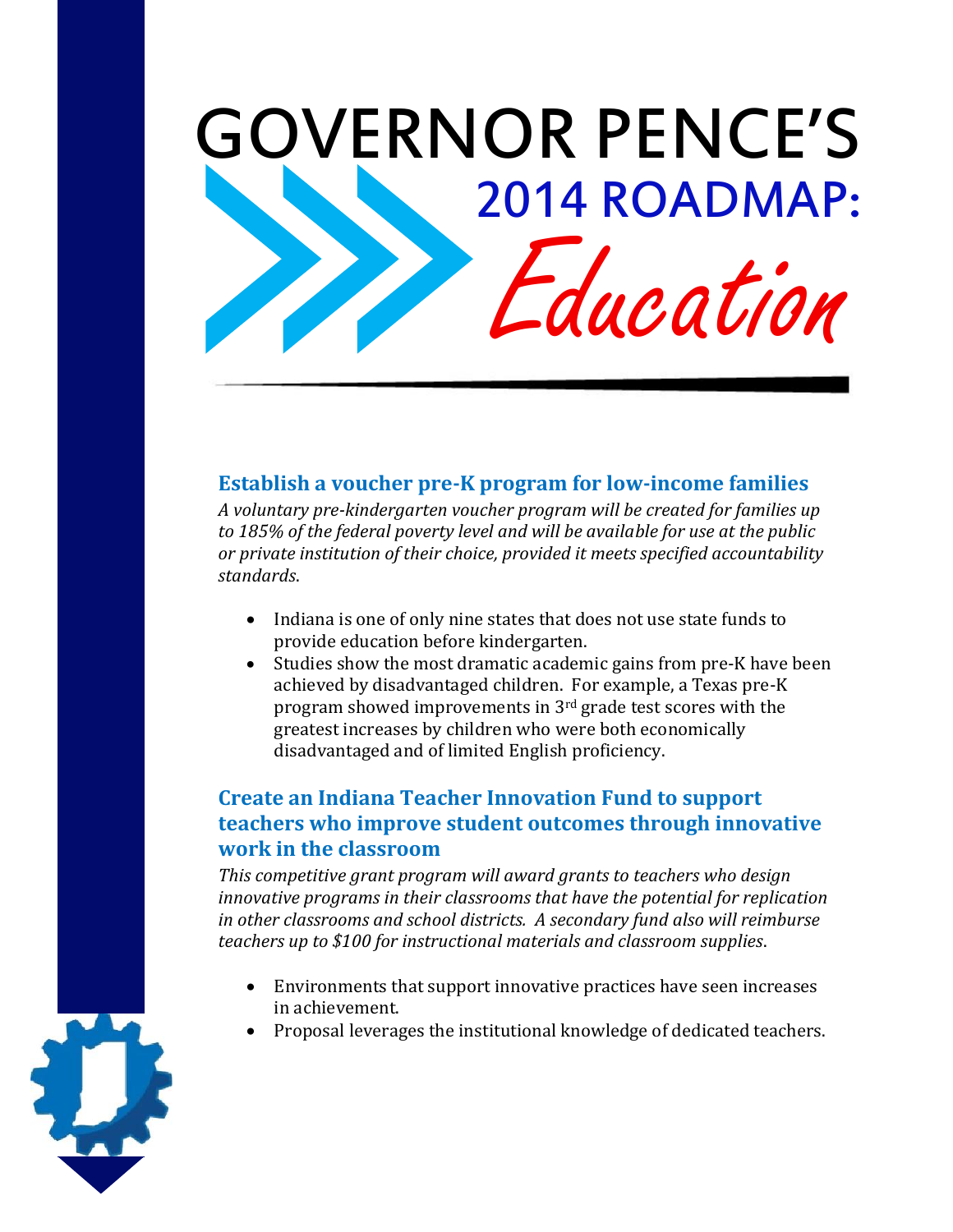# GOVERNOR PENCE'S 2014 ROADMAP: *Education*

## Establish a voucher pre-K program for low-income families

*A voluntary pre-kindergarten voucher program will be created for families up to 185% of the federal poverty level and will be available for use at the public or private institution of their choice, provided it meets specified accountability standards.*

- Indiana is one of only nine states that does not use state funds to provide education before kindergarten.
- Studies show the most dramatic academic gains from pre-K have been achieved by disadvantaged children. For example, a Texas pre-K program showed improvements in 3rd grade test scores with the greatest increases by children who were both economically disadvantaged and of limited English proficiency.

## Create an Indiana Teacher Innovation Fund to support teachers who improve student outcomes through innovative work in the classroom

*This competitive grant program will award grants to teachers who design innovative programs in their classrooms that have the potential for replication in other classrooms and school districts. A secondary fund also will reimburse teachers up to $100 for instructional materials and classroom supplies.*

- Environments that support innovative practices have seen increases in achievement.
- Proposal leverages the institutional knowledge of dedicated teachers.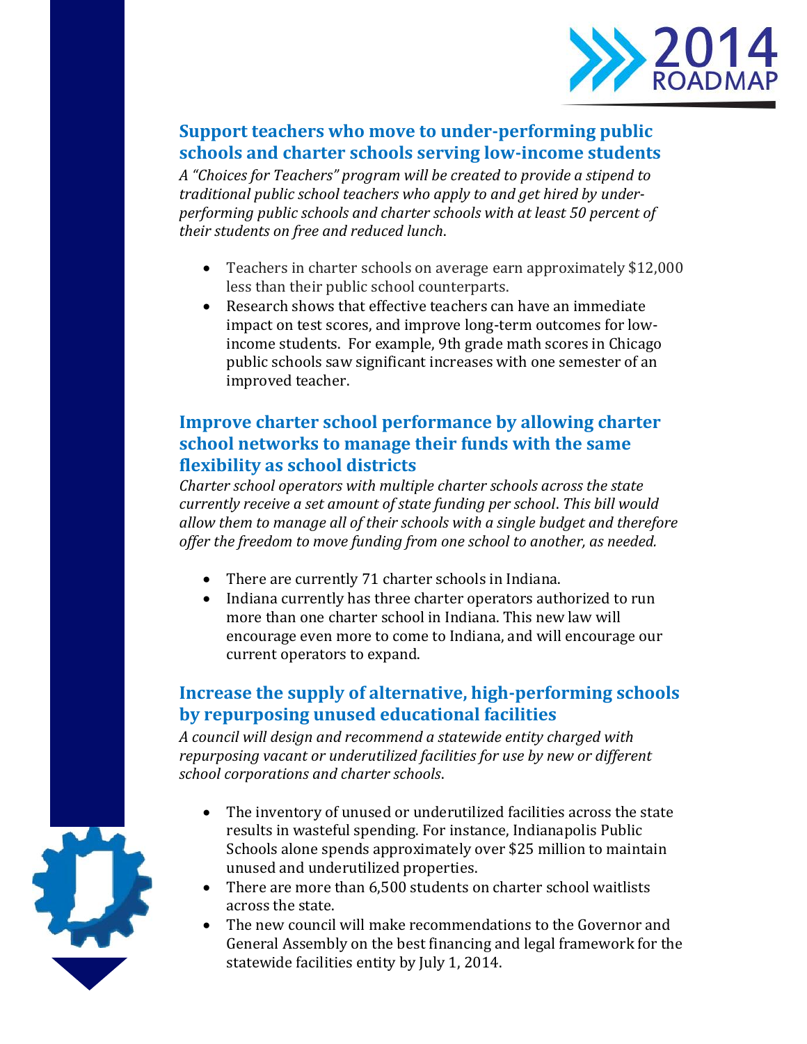## Support teachers who move to under-performing public schools and charter schools serving low-income students

*A "Choices for Teachers" program will be created to provide a stipend to traditional public school teachers who apply to and get hired by under-performing public schools and charter schools with at least 50 percent of their students on free and reduced lunch.*

- Teachers in charter schools on average earn approximately $12,000 less than their public school counterparts.
- Research shows that effective teachers can have an immediate impact on test scores, and improve long-term outcomes for low-income students. For example, 9th grade math scores in Chicago public schools saw significant increases with one semester of an improved teacher.

## Improve charter school performance by allowing charter school networks to manage their funds with the same flexibility as school districts

*Charter school operators with multiple charter schools across the state currently receive a set amount of state funding per school. This bill would allow them to manage all of their schools with a single budget and therefore offer the freedom to move funding from one school to another, as needed.*

- There are currently 71 charter schools in Indiana.
- Indiana currently has three charter operators authorized to run more than one charter school in Indiana. This new law will encourage even more to come to Indiana, and will encourage our current operators to expand.

## Increase the supply of alternative, high-performing schools by repurposing unused educational facilities

*A council will design and recommend a statewide entity charged with repurposing vacant or underutilized facilities for use by new or different school corporations and charter schools.*

- The inventory of unused or underutilized facilities across the state results in wasteful spending. For instance, Indianapolis Public Schools alone spends approximately over $25 million to maintain unused and underutilized properties.
- There are more than 6,500 students on charter school waitlists across the state.
- The new council will make recommendations to the Governor and General Assembly on the best financing and legal framework for the statewide facilities entity by July 1, 2014.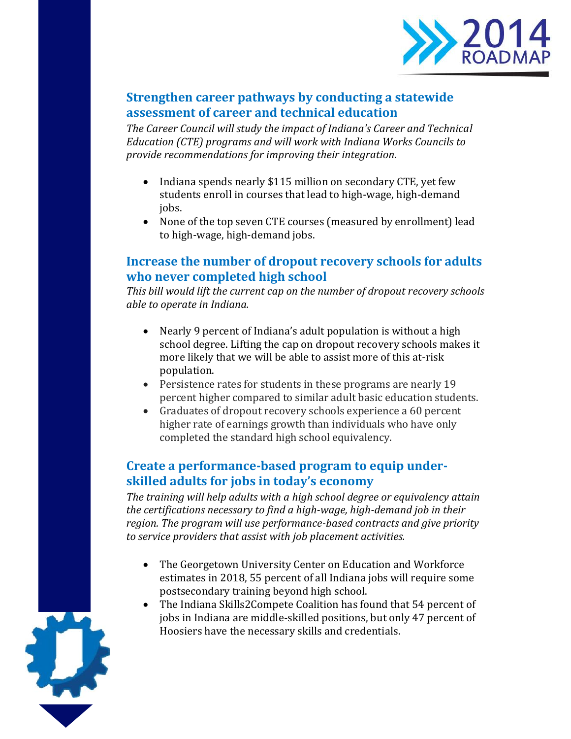## Strengthen career pathways by conducting a statewide assessment of career and technical education

*The Career Council will study the impact of Indiana's Career and Technical Education (CTE) programs and will work with Indiana Works Councils to provide recommendations for improving their integration.*

- Indiana spends nearly $115 million on secondary CTE, yet few students enroll in courses that lead to high-wage, high-demand jobs.
- None of the top seven CTE courses (measured by enrollment) lead to high-wage, high-demand jobs.

## Increase the number of dropout recovery schools for adults who never completed high school

*This bill would lift the current cap on the number of dropout recovery schools able to operate in Indiana.*

- Nearly 9 percent of Indiana's adult population is without a high school degree. Lifting the cap on dropout recovery schools makes it more likely that we will be able to assist more of this at-risk population.
- Persistence rates for students in these programs are nearly 19 percent higher compared to similar adult basic education students.
- Graduates of dropout recovery schools experience a 60 percent higher rate of earnings growth than individuals who have only completed the standard high school equivalency.

## Create a performance-based program to equip under-skilled adults for jobs in today's economy

*The training will help adults with a high school degree or equivalency attain the certifications necessary to find a high-wage, high-demand job in their region. The program will use performance-based contracts and give priority to service providers that assist with job placement activities.*

- The Georgetown University Center on Education and Workforce estimates in 2018, 55 percent of all Indiana jobs will require some postsecondary training beyond high school.
- The Indiana Skills2Compete Coalition has found that 54 percent of jobs in Indiana are middle-skilled positions, but only 47 percent of Hoosiers have the necessary skills and credentials.